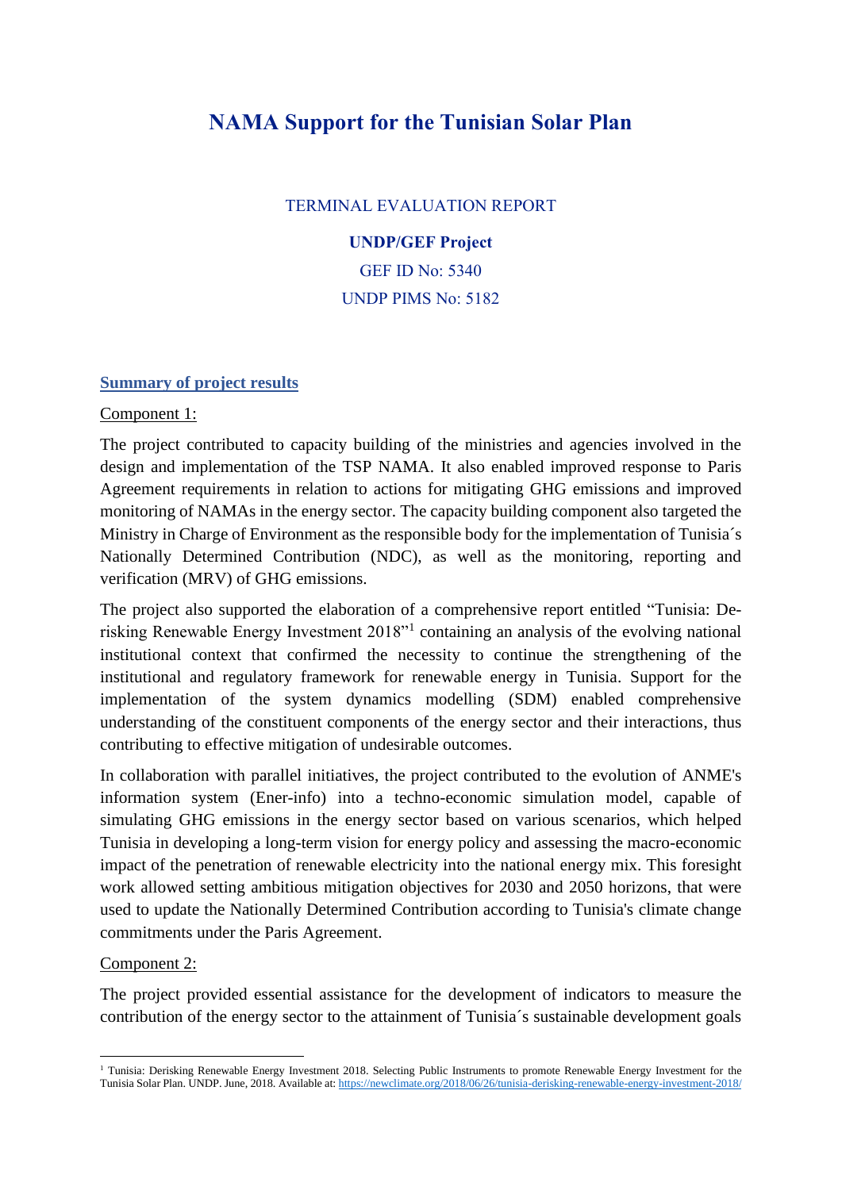# NAMA Support for the Tunisian Solar Plan

TERMINAL EVALUATION REPORT

**UDNP/GEF Project**

GEF ID No: 5340

UNDP PIMS No: 5182

## Summary of project results

Component 1:

The project contributed to capacity building of the ministries and agencies involved in the design and implementation of the TSP NAMA. It also enabled improved response to Paris Agreement requirements in relation to actions for mitigating GHG emissions and improved monitoring of NAMAs in the energy sector. The capacity building component also targeted the Ministry in Charge of Environment as the responsible body for the implementation of Tunisia´s Nationally Determined Contribution (NDC), as well as the monitoring, reporting and verification (MRV) of GHG emissions.

The project also supported the elaboration of a comprehensive report entitled "Tunisia: De-risking Renewable Energy Investment 2018"[1] containing an analysis of the evolving national institutional context that confirmed the necessity to continue the strengthening of the institutional and regulatory framework for renewable energy in Tunisia. Support for the implementation of the system dynamics modelling (SDM) enabled comprehensive understanding of the constituent components of the energy sector and their interactions, thus contributing to effective mitigation of undesirable outcomes.

In collaboration with parallel initiatives, the project contributed to the evolution of ANME's information system (Ener-info) into a techno-economic simulation model, capable of simulating GHG emissions in the energy sector based on various scenarios, which helped Tunisia in developing a long-term vision for energy policy and assessing the macro-economic impact of the penetration of renewable electricity into the national energy mix. This foresight work allowed setting ambitious mitigation objectives for 2030 and 2050 horizons, that were used to update the Nationally Determined Contribution according to Tunisia's climate change commitments under the Paris Agreement.

Component 2:

The project provided essential assistance for the development of indicators to measure the contribution of the energy sector to the attainment of Tunisia´s sustainable development goals

---

[1] Tunisia: Derisking Renewable Energy Investment 2018. Selecting Public Instruments to promote Renewable Energy Investment for the Tunisia Solar Plan. UNDP. June, 2018. Available at: https://newclimate.org/2018/06/26/tunisia-derisking-renewable-energy-investment-2018/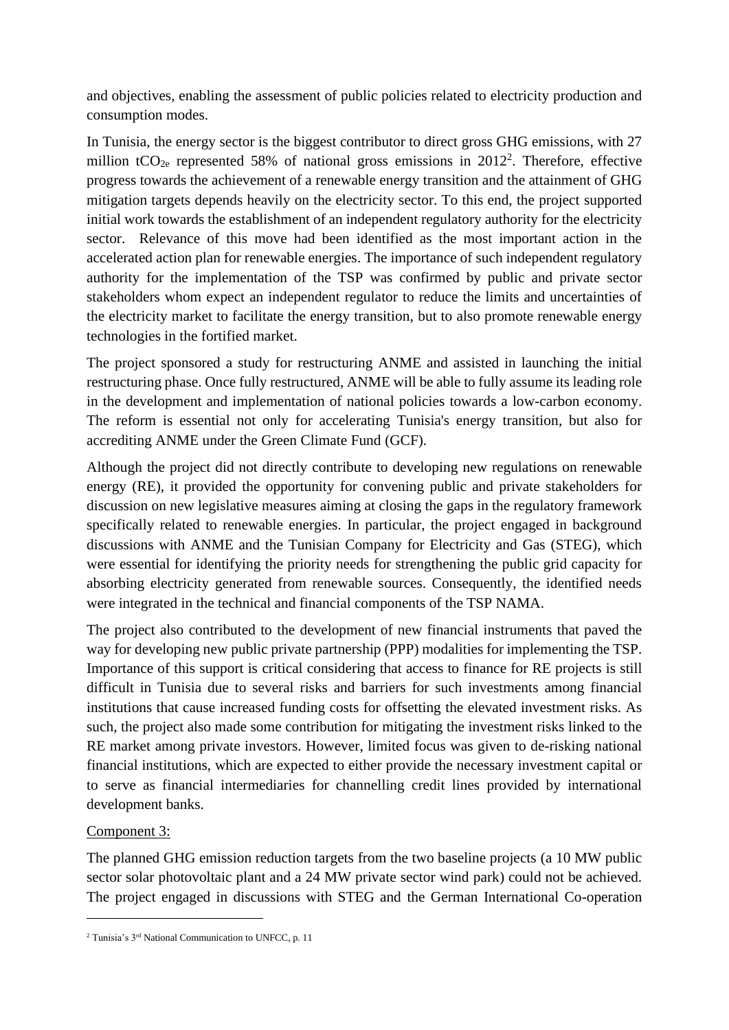and objectives, enabling the assessment of public policies related to electricity production and consumption modes.

In Tunisia, the energy sector is the biggest contributor to direct gross GHG emissions, with 27 million $tCO_{2e}$ represented 58% of national gross emissions in 2012[2]. Therefore, effective progress towards the achievement of a renewable energy transition and the attainment of GHG mitigation targets depends heavily on the electricity sector. To this end, the project supported initial work towards the establishment of an independent regulatory authority for the electricity sector. Relevance of this move had been identified as the most important action in the accelerated action plan for renewable energies. The importance of such independent regulatory authority for the implementation of the TSP was confirmed by public and private sector stakeholders whom expect an independent regulator to reduce the limits and uncertainties of the electricity market to facilitate the energy transition, but to also promote renewable energy technologies in the fortified market.

The project sponsored a study for restructuring ANME and assisted in launching the initial restructuring phase. Once fully restructured, ANME will be able to fully assume its leading role in the development and implementation of national policies towards a low-carbon economy. The reform is essential not only for accelerating Tunisia's energy transition, but also for accrediting ANME under the Green Climate Fund (GCF).

Although the project did not directly contribute to developing new regulations on renewable energy (RE), it provided the opportunity for convening public and private stakeholders for discussion on new legislative measures aiming at closing the gaps in the regulatory framework specifically related to renewable energies. In particular, the project engaged in background discussions with ANME and the Tunisian Company for Electricity and Gas (STEG), which were essential for identifying the priority needs for strengthening the public grid capacity for absorbing electricity generated from renewable sources. Consequently, the identified needs were integrated in the technical and financial components of the TSP NAMA.

The project also contributed to the development of new financial instruments that paved the way for developing new public private partnership (PPP) modalities for implementing the TSP. Importance of this support is critical considering that access to finance for RE projects is still difficult in Tunisia due to several risks and barriers for such investments among financial institutions that cause increased funding costs for offsetting the elevated investment risks. As such, the project also made some contribution for mitigating the investment risks linked to the RE market among private investors. However, limited focus was given to de-risking national financial institutions, which are expected to either provide the necessary investment capital or to serve as financial intermediaries for channelling credit lines provided by international development banks.

Component 3:

The planned GHG emission reduction targets from the two baseline projects (a 10 MW public sector solar photovoltaic plant and a 24 MW private sector wind park) could not be achieved. The project engaged in discussions with STEG and the German International Co-operation

[2] Tunisia's 3rd National Communication to UNFCC, p. 11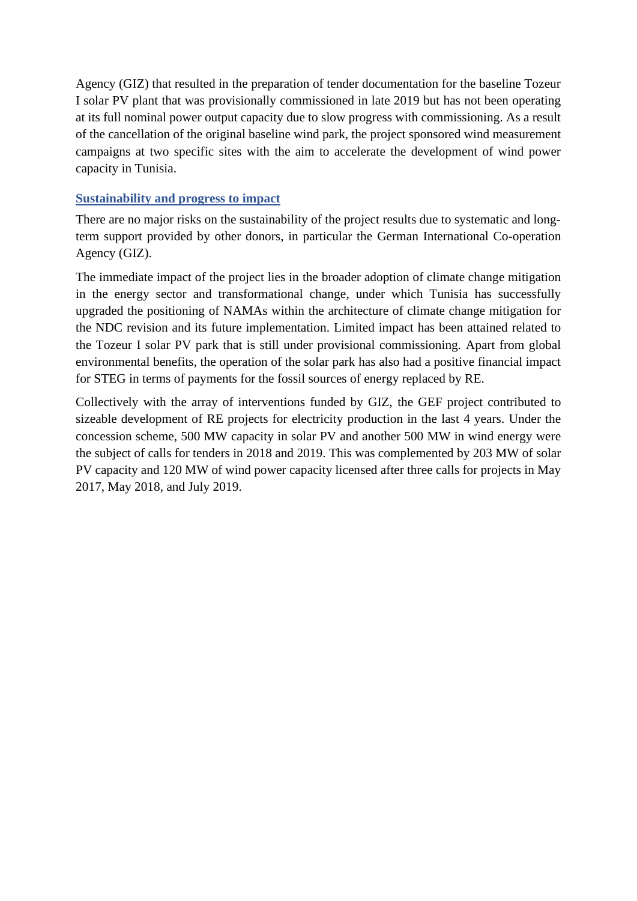Agency (GIZ) that resulted in the preparation of tender documentation for the baseline Tozeur I solar PV plant that was provisionally commissioned in late 2019 but has not been operating at its full nominal power output capacity due to slow progress with commissioning. As a result of the cancellation of the original baseline wind park, the project sponsored wind measurement campaigns at two specific sites with the aim to accelerate the development of wind power capacity in Tunisia.

## Sustainability and progress to impact

There are no major risks on the sustainability of the project results due to systematic and long-term support provided by other donors, in particular the German International Co-operation Agency (GIZ).

The immediate impact of the project lies in the broader adoption of climate change mitigation in the energy sector and transformational change, under which Tunisia has successfully upgraded the positioning of NAMAs within the architecture of climate change mitigation for the NDC revision and its future implementation. Limited impact has been attained related to the Tozeur I solar PV park that is still under provisional commissioning. Apart from global environmental benefits, the operation of the solar park has also had a positive financial impact for STEG in terms of payments for the fossil sources of energy replaced by RE.

Collectively with the array of interventions funded by GIZ, the GEF project contributed to sizeable development of RE projects for electricity production in the last 4 years. Under the concession scheme, 500 MW capacity in solar PV and another 500 MW in wind energy were the subject of calls for tenders in 2018 and 2019. This was complemented by 203 MW of solar PV capacity and 120 MW of wind power capacity licensed after three calls for projects in May 2017, May 2018, and July 2019.